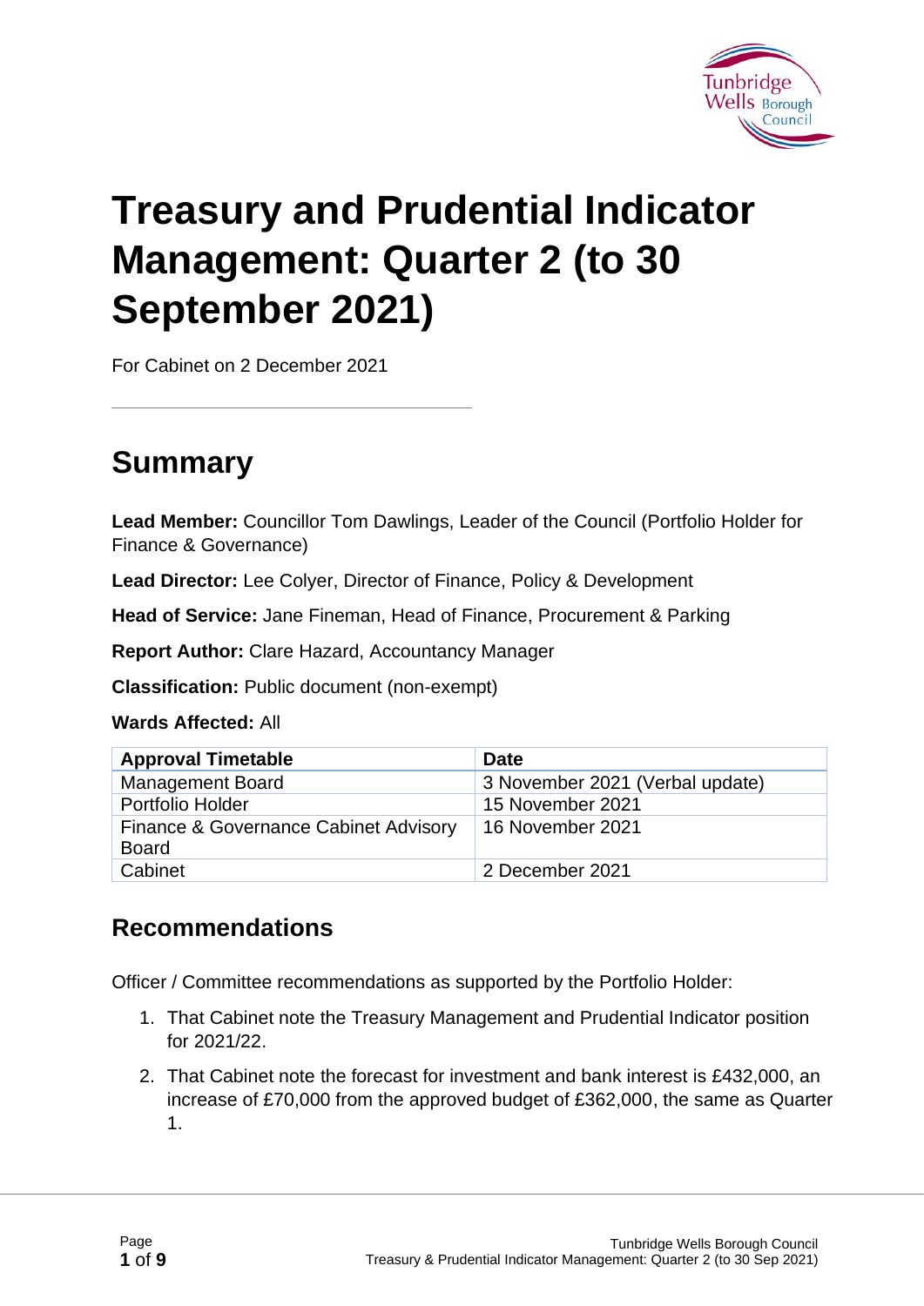# Treasury and Prudential Indicator Management: Quarter 2 (to 30 September 2021)

For Cabinet on 2 December 2021

## Summary

**Lead Member:** Councillor Tom Dawlings, Leader of the Council (Portfolio Holder for Finance & Governance)

**Lead Director:** Lee Colyer, Director of Finance, Policy & Development

**Head of Service:** Jane Fineman, Head of Finance, Procurement & Parking

**Report Author:** Clare Hazard, Accountancy Manager

**Classification:** Public document (non-exempt)

**Wards Affected:** All

| Approval Timetable | Date |
|---|---|
| Management Board | 3 November 2021 (Verbal update) |
| Portfolio Holder | 15 November 2021 |
| Finance & Governance Cabinet Advisory Board | 16 November 2021 |
| Cabinet | 2 December 2021 |

## Recommendations

Officer / Committee recommendations as supported by the Portfolio Holder:

1. That Cabinet note the Treasury Management and Prudential Indicator position for 2021/22.
2. That Cabinet note the forecast for investment and bank interest is £432,000, an increase of £70,000 from the approved budget of £362,000, the same as Quarter 1.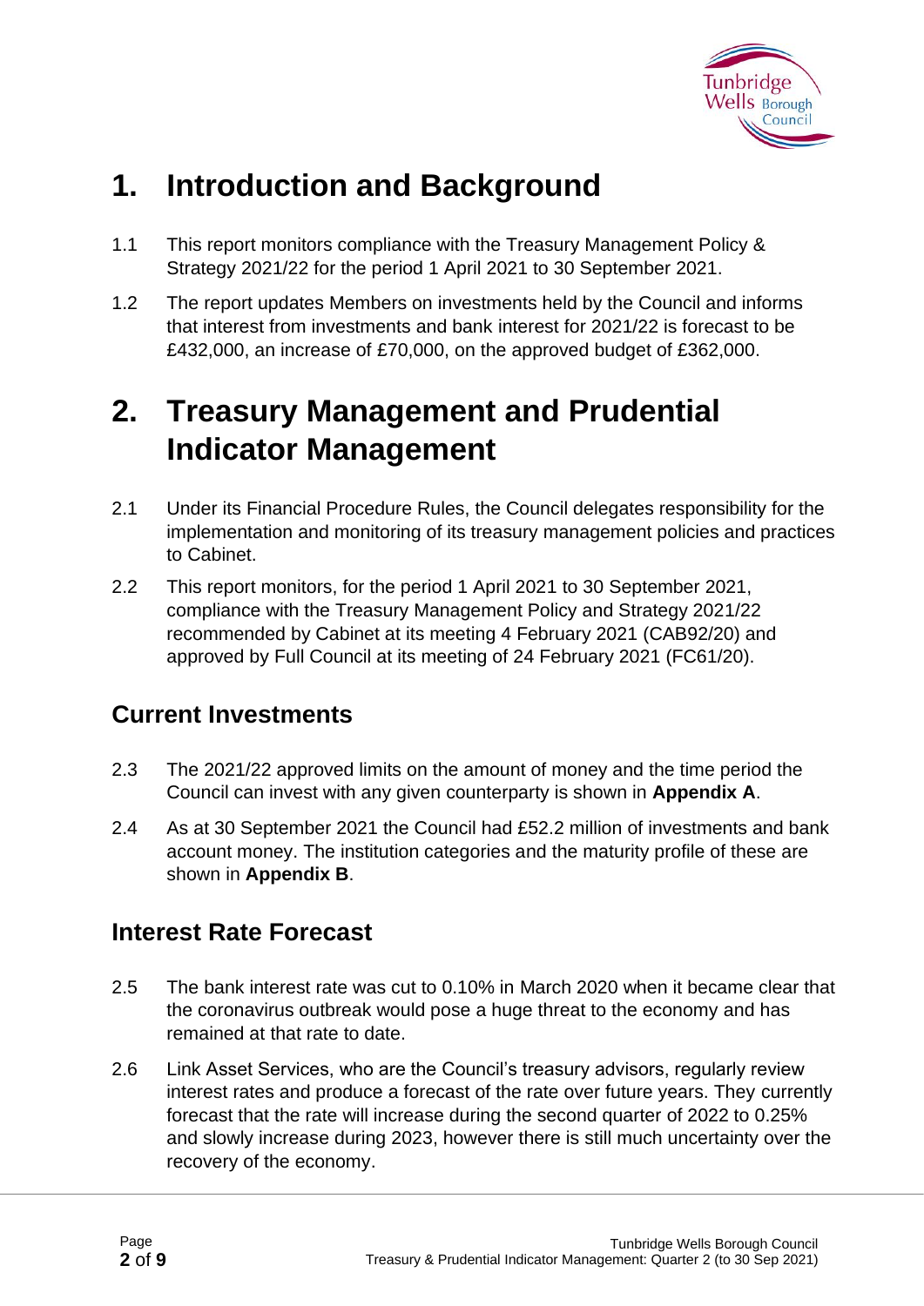# 1. Introduction and Background

1.1 This report monitors compliance with the Treasury Management Policy & Strategy 2021/22 for the period 1 April 2021 to 30 September 2021.

1.2 The report updates Members on investments held by the Council and informs that interest from investments and bank interest for 2021/22 is forecast to be £432,000, an increase of £70,000, on the approved budget of £362,000.

# 2. Treasury Management and Prudential Indicator Management

2.1 Under its Financial Procedure Rules, the Council delegates responsibility for the implementation and monitoring of its treasury management policies and practices to Cabinet.

2.2 This report monitors, for the period 1 April 2021 to 30 September 2021, compliance with the Treasury Management Policy and Strategy 2021/22 recommended by Cabinet at its meeting 4 February 2021 (CAB92/20) and approved by Full Council at its meeting of 24 February 2021 (FC61/20).

## Current Investments

2.3 The 2021/22 approved limits on the amount of money and the time period the Council can invest with any given counterparty is shown in **Appendix A**.

2.4 As at 30 September 2021 the Council had £52.2 million of investments and bank account money. The institution categories and the maturity profile of these are shown in **Appendix B**.

## Interest Rate Forecast

2.5 The bank interest rate was cut to 0.10% in March 2020 when it became clear that the coronavirus outbreak would pose a huge threat to the economy and has remained at that rate to date.

2.6 Link Asset Services, who are the Council's treasury advisors, regularly review interest rates and produce a forecast of the rate over future years. They currently forecast that the rate will increase during the second quarter of 2022 to 0.25% and slowly increase during 2023, however there is still much uncertainty over the recovery of the economy.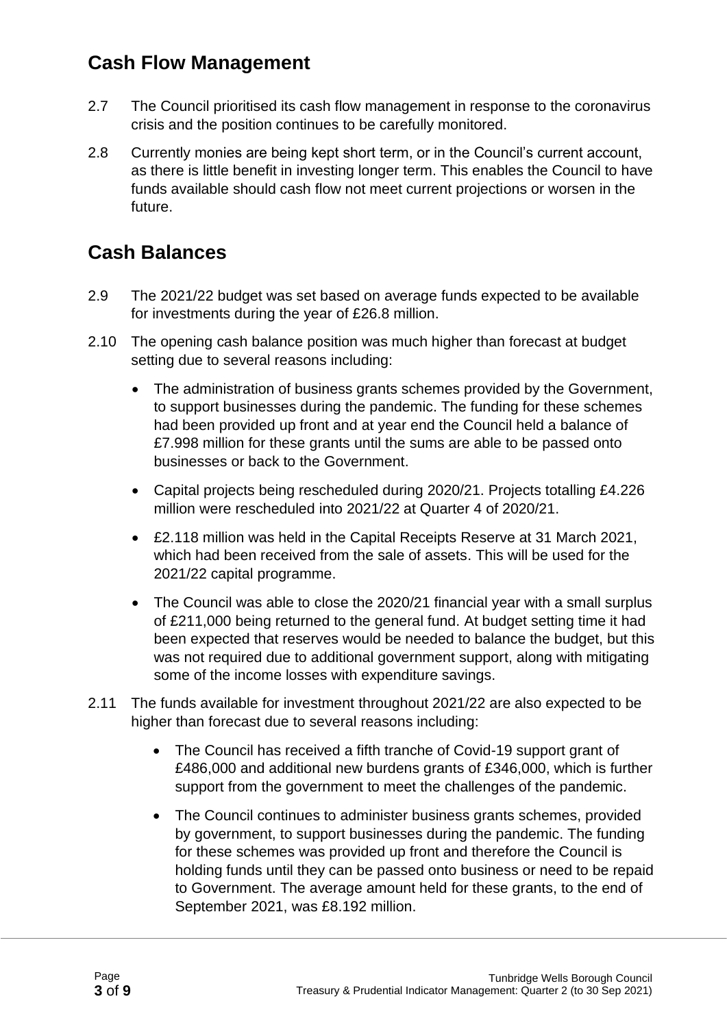## Cash Flow Management

2.7 The Council prioritised its cash flow management in response to the coronavirus crisis and the position continues to be carefully monitored.

2.8 Currently monies are being kept short term, or in the Council's current account, as there is little benefit in investing longer term. This enables the Council to have funds available should cash flow not meet current projections or worsen in the future.

## Cash Balances

2.9 The 2021/22 budget was set based on average funds expected to be available for investments during the year of £26.8 million.

2.10 The opening cash balance position was much higher than forecast at budget setting due to several reasons including:

- The administration of business grants schemes provided by the Government, to support businesses during the pandemic. The funding for these schemes had been provided up front and at year end the Council held a balance of £7.998 million for these grants until the sums are able to be passed onto businesses or back to the Government.
- Capital projects being rescheduled during 2020/21. Projects totalling £4.226 million were rescheduled into 2021/22 at Quarter 4 of 2020/21.
- £2.118 million was held in the Capital Receipts Reserve at 31 March 2021, which had been received from the sale of assets. This will be used for the 2021/22 capital programme.
- The Council was able to close the 2020/21 financial year with a small surplus of £211,000 being returned to the general fund. At budget setting time it had been expected that reserves would be needed to balance the budget, but this was not required due to additional government support, along with mitigating some of the income losses with expenditure savings.

2.11 The funds available for investment throughout 2021/22 are also expected to be higher than forecast due to several reasons including:

- The Council has received a fifth tranche of Covid-19 support grant of £486,000 and additional new burdens grants of £346,000, which is further support from the government to meet the challenges of the pandemic.
- The Council continues to administer business grants schemes, provided by government, to support businesses during the pandemic. The funding for these schemes was provided up front and therefore the Council is holding funds until they can be passed onto business or need to be repaid to Government. The average amount held for these grants, to the end of September 2021, was £8.192 million.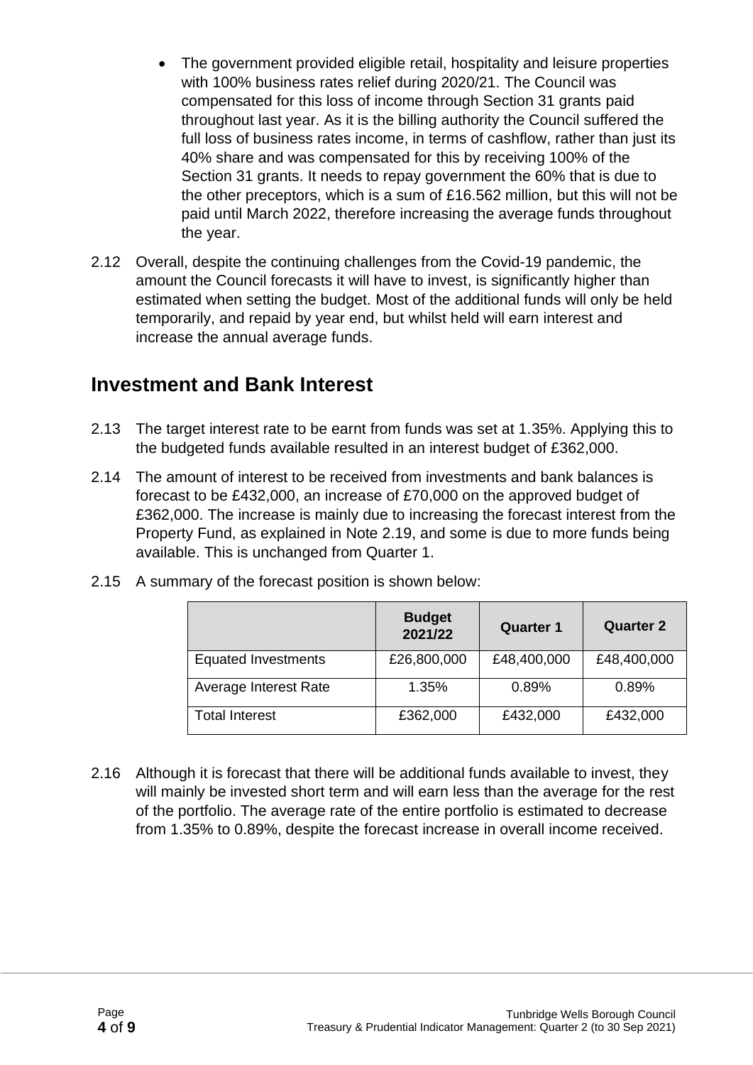- The government provided eligible retail, hospitality and leisure properties with 100% business rates relief during 2020/21. The Council was compensated for this loss of income through Section 31 grants paid throughout last year. As it is the billing authority the Council suffered the full loss of business rates income, in terms of cashflow, rather than just its 40% share and was compensated for this by receiving 100% of the Section 31 grants. It needs to repay government the 60% that is due to the other preceptors, which is a sum of £16.562 million, but this will not be paid until March 2022, therefore increasing the average funds throughout the year.

2.12 Overall, despite the continuing challenges from the Covid-19 pandemic, the amount the Council forecasts it will have to invest, is significantly higher than estimated when setting the budget. Most of the additional funds will only be held temporarily, and repaid by year end, but whilst held will earn interest and increase the annual average funds.

## Investment and Bank Interest

2.13 The target interest rate to be earnt from funds was set at 1.35%. Applying this to the budgeted funds available resulted in an interest budget of £362,000.

2.14 The amount of interest to be received from investments and bank balances is forecast to be £432,000, an increase of £70,000 on the approved budget of £362,000. The increase is mainly due to increasing the forecast interest from the Property Fund, as explained in Note 2.19, and some is due to more funds being available. This is unchanged from Quarter 1.

2.15 A summary of the forecast position is shown below:

| | Budget 2021/22 | Quarter 1 | Quarter 2 |
|---|---|---|---|
| Equated Investments | £26,800,000 | £48,400,000 | £48,400,000 |
| Average Interest Rate | 1.35% | 0.89% | 0.89% |
| Total Interest | £362,000 | £432,000 | £432,000 |

2.16 Although it is forecast that there will be additional funds available to invest, they will mainly be invested short term and will earn less than the average for the rest of the portfolio. The average rate of the entire portfolio is estimated to decrease from 1.35% to 0.89%, despite the forecast increase in overall income received.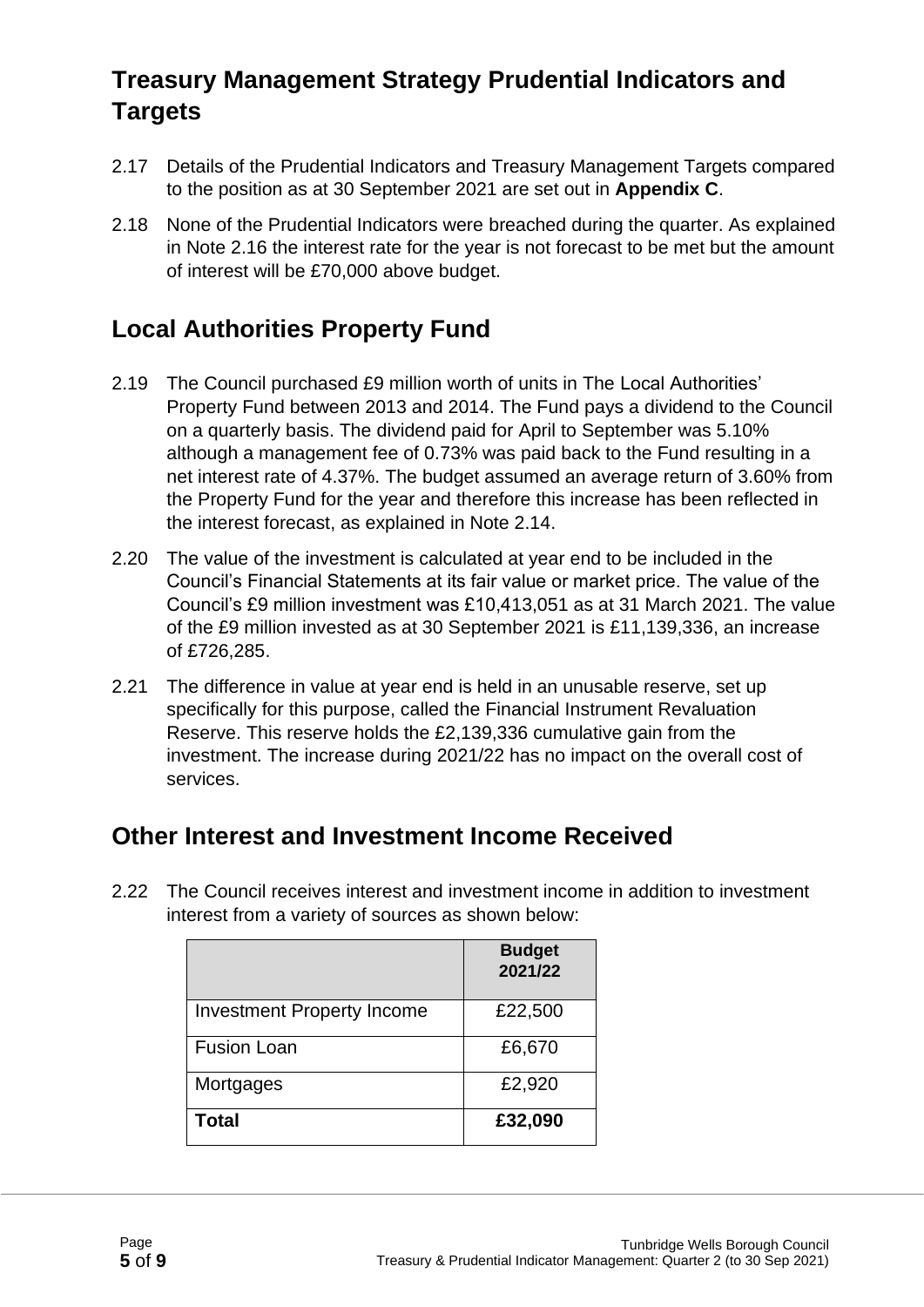## Treasury Management Strategy Prudential Indicators and Targets

2.17 Details of the Prudential Indicators and Treasury Management Targets compared to the position as at 30 September 2021 are set out in **Appendix C**.

2.18 None of the Prudential Indicators were breached during the quarter. As explained in Note 2.16 the interest rate for the year is not forecast to be met but the amount of interest will be £70,000 above budget.

## Local Authorities Property Fund

2.19 The Council purchased £9 million worth of units in The Local Authorities' Property Fund between 2013 and 2014. The Fund pays a dividend to the Council on a quarterly basis. The dividend paid for April to September was 5.10% although a management fee of 0.73% was paid back to the Fund resulting in a net interest rate of 4.37%. The budget assumed an average return of 3.60% from the Property Fund for the year and therefore this increase has been reflected in the interest forecast, as explained in Note 2.14.

2.20 The value of the investment is calculated at year end to be included in the Council's Financial Statements at its fair value or market price. The value of the Council's £9 million investment was £10,413,051 as at 31 March 2021. The value of the £9 million invested as at 30 September 2021 is £11,139,336, an increase of £726,285.

2.21 The difference in value at year end is held in an unusable reserve, set up specifically for this purpose, called the Financial Instrument Revaluation Reserve. This reserve holds the £2,139,336 cumulative gain from the investment. The increase during 2021/22 has no impact on the overall cost of services.

## Other Interest and Investment Income Received

2.22 The Council receives interest and investment income in addition to investment interest from a variety of sources as shown below:

| | **Budget 2021/22** |
|---|---|
| Investment Property Income | £22,500 |
| Fusion Loan | £6,670 |
| Mortgages | £2,920 |
| **Total** | **£32,090** |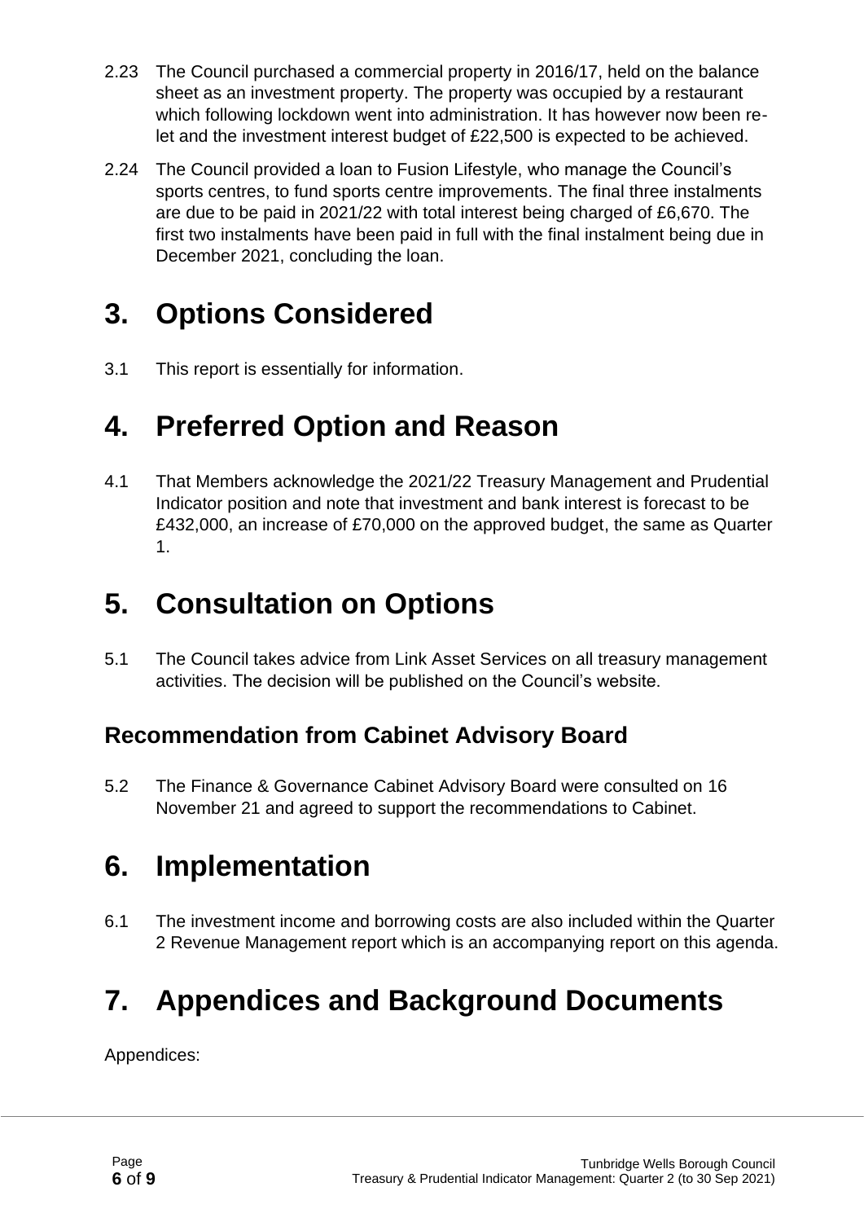2.23 The Council purchased a commercial property in 2016/17, held on the balance sheet as an investment property. The property was occupied by a restaurant which following lockdown went into administration. It has however now been re-let and the investment interest budget of £22,500 is expected to be achieved.

2.24 The Council provided a loan to Fusion Lifestyle, who manage the Council's sports centres, to fund sports centre improvements. The final three instalments are due to be paid in 2021/22 with total interest being charged of £6,670. The first two instalments have been paid in full with the final instalment being due in December 2021, concluding the loan.

# 3. Options Considered

3.1 This report is essentially for information.

# 4. Preferred Option and Reason

4.1 That Members acknowledge the 2021/22 Treasury Management and Prudential Indicator position and note that investment and bank interest is forecast to be £432,000, an increase of £70,000 on the approved budget, the same as Quarter 1.

# 5. Consultation on Options

5.1 The Council takes advice from Link Asset Services on all treasury management activities. The decision will be published on the Council's website.

## Recommendation from Cabinet Advisory Board

5.2 The Finance & Governance Cabinet Advisory Board were consulted on 16 November 21 and agreed to support the recommendations to Cabinet.

# 6. Implementation

6.1 The investment income and borrowing costs are also included within the Quarter 2 Revenue Management report which is an accompanying report on this agenda.

# 7. Appendices and Background Documents

Appendices: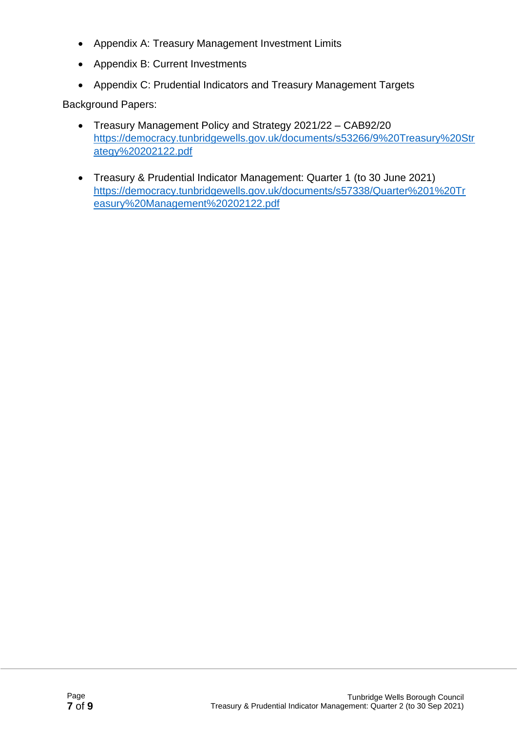- Appendix A: Treasury Management Investment Limits
- Appendix B: Current Investments
- Appendix C: Prudential Indicators and Treasury Management Targets

Background Papers:

- Treasury Management Policy and Strategy 2021/22 – CAB92/20 https://democracy.tunbridgewells.gov.uk/documents/s53266/9%20Treasury%20Strategy%20202122.pdf
- Treasury & Prudential Indicator Management: Quarter 1 (to 30 June 2021) https://democracy.tunbridgewells.gov.uk/documents/s57338/Quarter%201%20Treasury%20Management%20202122.pdf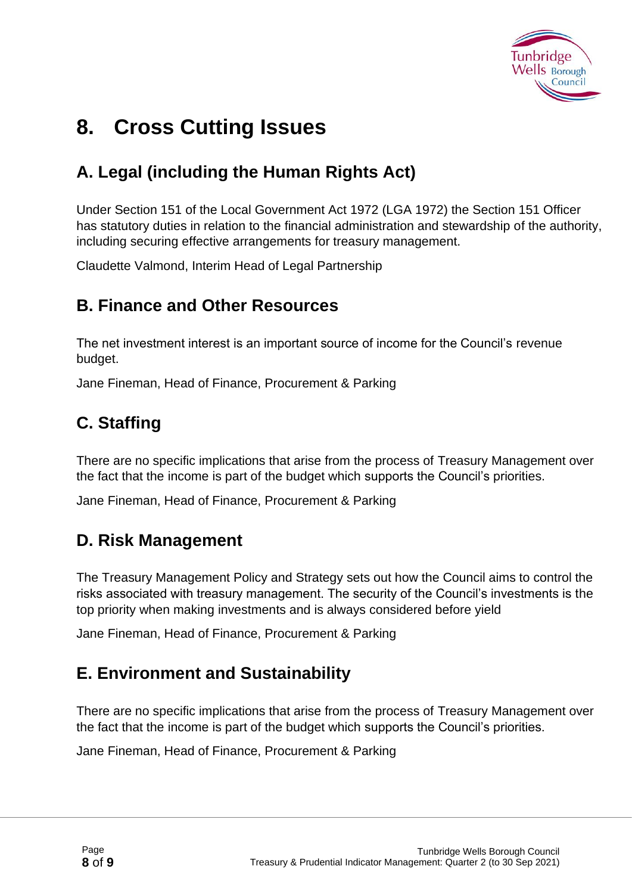# 8. Cross Cutting Issues

## A. Legal (including the Human Rights Act)

Under Section 151 of the Local Government Act 1972 (LGA 1972) the Section 151 Officer has statutory duties in relation to the financial administration and stewardship of the authority, including securing effective arrangements for treasury management.

Claudette Valmond, Interim Head of Legal Partnership

## B. Finance and Other Resources

The net investment interest is an important source of income for the Council's revenue budget.

Jane Fineman, Head of Finance, Procurement & Parking

## C. Staffing

There are no specific implications that arise from the process of Treasury Management over the fact that the income is part of the budget which supports the Council's priorities.

Jane Fineman, Head of Finance, Procurement & Parking

## D. Risk Management

The Treasury Management Policy and Strategy sets out how the Council aims to control the risks associated with treasury management. The security of the Council's investments is the top priority when making investments and is always considered before yield

Jane Fineman, Head of Finance, Procurement & Parking

## E. Environment and Sustainability

There are no specific implications that arise from the process of Treasury Management over the fact that the income is part of the budget which supports the Council's priorities.

Jane Fineman, Head of Finance, Procurement & Parking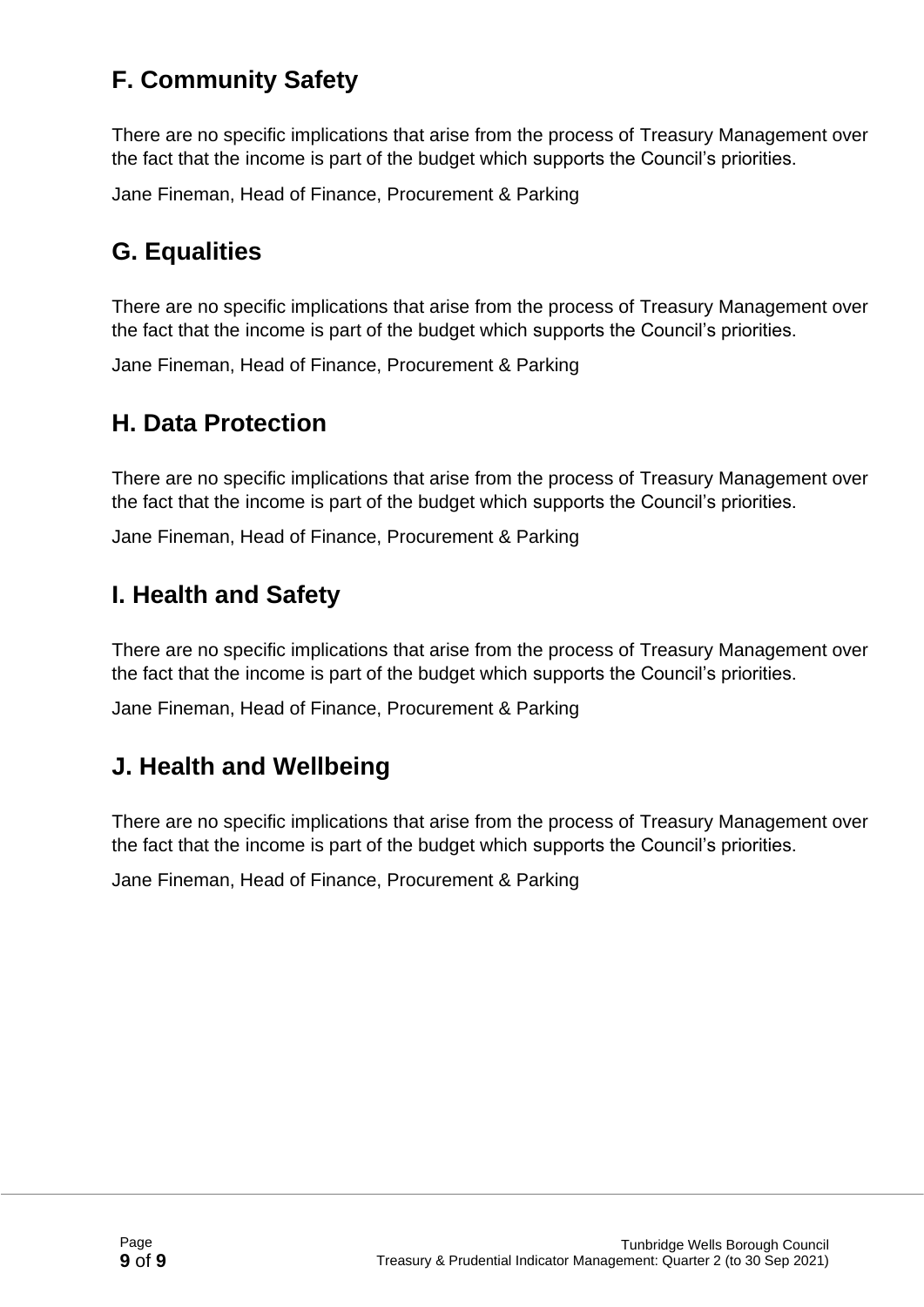## F. Community Safety

There are no specific implications that arise from the process of Treasury Management over the fact that the income is part of the budget which supports the Council's priorities.

Jane Fineman, Head of Finance, Procurement & Parking

## G. Equalities

There are no specific implications that arise from the process of Treasury Management over the fact that the income is part of the budget which supports the Council's priorities.

Jane Fineman, Head of Finance, Procurement & Parking

## H. Data Protection

There are no specific implications that arise from the process of Treasury Management over the fact that the income is part of the budget which supports the Council's priorities.

Jane Fineman, Head of Finance, Procurement & Parking

## I. Health and Safety

There are no specific implications that arise from the process of Treasury Management over the fact that the income is part of the budget which supports the Council's priorities.

Jane Fineman, Head of Finance, Procurement & Parking

## J. Health and Wellbeing

There are no specific implications that arise from the process of Treasury Management over the fact that the income is part of the budget which supports the Council's priorities.

Jane Fineman, Head of Finance, Procurement & Parking